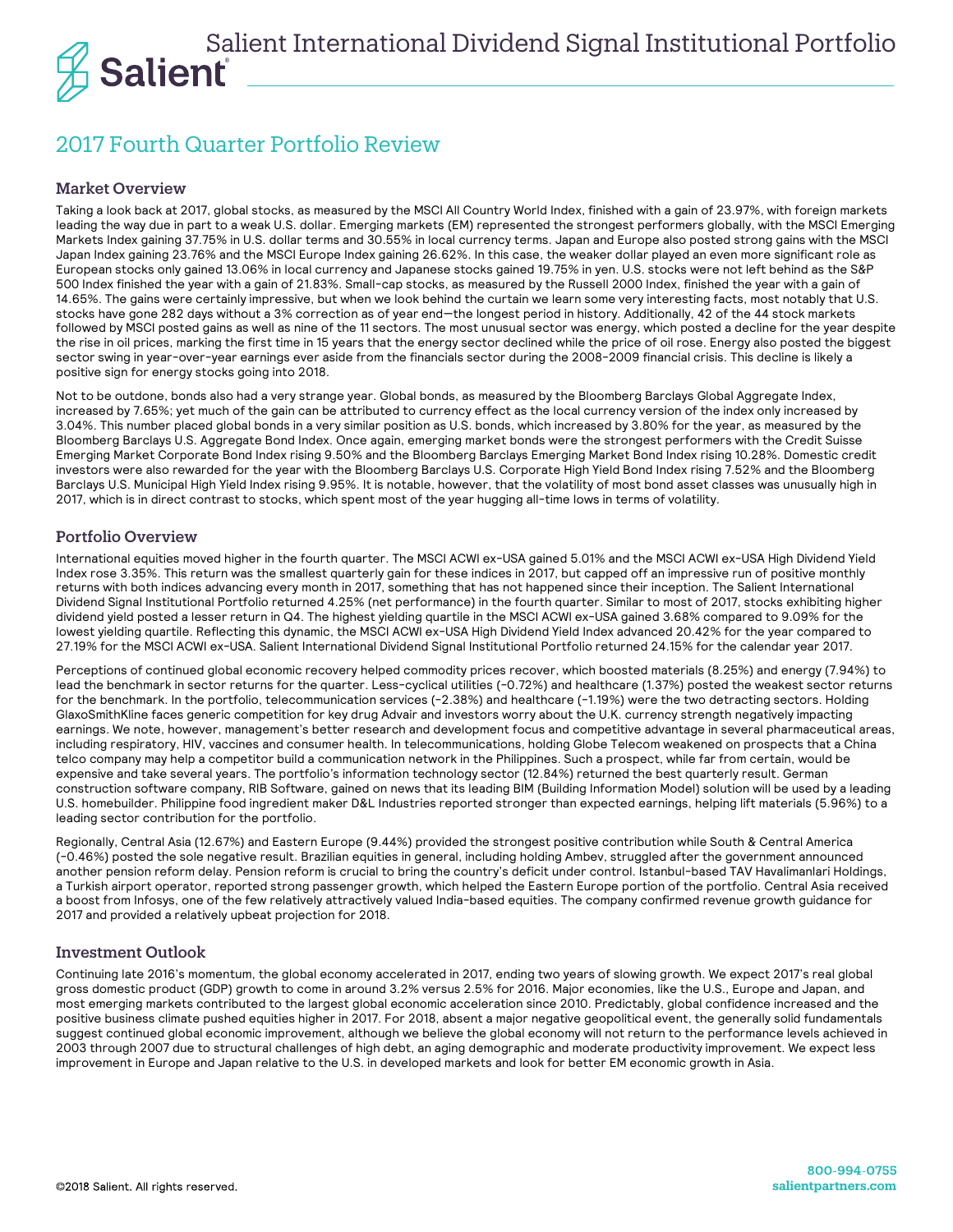# Salient International Dividend Signal Institutional Portfolio

## 2017 Fourth Quarter Portfolio Review

### Market Overview

Taking a look back at 2017, global stocks, as measured by the MSCI All Country World Index, finished with a gain of 23.97%, with foreign markets leading the way due in part to a weak U.S. dollar. Emerging markets (EM) represented the strongest performers globally, with the MSCI Emerging Markets Index gaining 37.75% in U.S. dollar terms and 30.55% in local currency terms. Japan and Europe also posted strong gains with the MSCI Japan Index gaining 23.76% and the MSCI Europe Index gaining 26.62%. In this case, the weaker dollar played an even more significant role as European stocks only gained 13.06% in local currency and Japanese stocks gained 19.75% in yen. U.S. stocks were not left behind as the S&P 500 Index finished the year with a gain of 21.83%. Small-cap stocks, as measured by the Russell 2000 Index, finished the year with a gain of 14.65%. The gains were certainly impressive, but when we look behind the curtain we learn some very interesting facts, most notably that U.S. stocks have gone 282 days without a 3% correction as of year end—the longest period in history. Additionally, 42 of the 44 stock markets followed by MSCI posted gains as well as nine of the 11 sectors. The most unusual sector was energy, which posted a decline for the year despite the rise in oil prices, marking the first time in 15 years that the energy sector declined while the price of oil rose. Energy also posted the biggest sector swing in year-over-year earnings ever aside from the financials sector during the 2008-2009 financial crisis. This decline is likely a positive sign for energy stocks going into 2018.

Not to be outdone, bonds also had a very strange year. Global bonds, as measured by the Bloomberg Barclays Global Aggregate Index, increased by 7.65%; yet much of the gain can be attributed to currency effect as the local currency version of the index only increased by 3.04%. This number placed global bonds in a very similar position as U.S. bonds, which increased by 3.80% for the year, as measured by the Bloomberg Barclays U.S. Aggregate Bond Index. Once again, emerging market bonds were the strongest performers with the Credit Suisse Emerging Market Corporate Bond Index rising 9.50% and the Bloomberg Barclays Emerging Market Bond Index rising 10.28%. Domestic credit investors were also rewarded for the year with the Bloomberg Barclays U.S. Corporate High Yield Bond Index rising 7.52% and the Bloomberg Barclays U.S. Municipal High Yield Index rising 9.95%. It is notable, however, that the volatility of most bond asset classes was unusually high in 2017, which is in direct contrast to stocks, which spent most of the year hugging all-time lows in terms of volatility.

### Portfolio Overview

International equities moved higher in the fourth quarter. The MSCI ACWI ex-USA gained 5.01% and the MSCI ACWI ex-USA High Dividend Yield Index rose 3.35%. This return was the smallest quarterly gain for these indices in 2017, but capped off an impressive run of positive monthly returns with both indices advancing every month in 2017, something that has not happened since their inception. The Salient International Dividend Signal Institutional Portfolio returned 4.25% (net performance) in the fourth quarter. Similar to most of 2017, stocks exhibiting higher dividend yield posted a lesser return in Q4. The highest yielding quartile in the MSCI ACWI ex-USA gained 3.68% compared to 9.09% for the lowest yielding quartile. Reflecting this dynamic, the MSCI ACWI ex-USA High Dividend Yield Index advanced 20.42% for the year compared to 27.19% for the MSCI ACWI ex-USA. Salient International Dividend Signal Institutional Portfolio returned 24.15% for the calendar year 2017.

Perceptions of continued global economic recovery helped commodity prices recover, which boosted materials (8.25%) and energy (7.94%) to lead the benchmark in sector returns for the quarter. Less-cyclical utilities (-0.72%) and healthcare (1.37%) posted the weakest sector returns for the benchmark. In the portfolio, telecommunication services (-2.38%) and healthcare (-1.19%) were the two detracting sectors. Holding GlaxoSmithKline faces generic competition for key drug Advair and investors worry about the U.K. currency strength negatively impacting earnings. We note, however, management's better research and development focus and competitive advantage in several pharmaceutical areas, including respiratory, HIV, vaccines and consumer health. In telecommunications, holding Globe Telecom weakened on prospects that a China telco company may help a competitor build a communication network in the Philippines. Such a prospect, while far from certain, would be expensive and take several years. The portfolio's information technology sector (12.84%) returned the best quarterly result. German construction software company, RIB Software, gained on news that its leading BIM (Building Information Model) solution will be used by a leading U.S. homebuilder. Philippine food ingredient maker D&L Industries reported stronger than expected earnings, helping lift materials (5.96%) to a leading sector contribution for the portfolio.

Regionally, Central Asia (12.67%) and Eastern Europe (9.44%) provided the strongest positive contribution while South & Central America (-0.46%) posted the sole negative result. Brazilian equities in general, including holding Ambev, struggled after the government announced another pension reform delay. Pension reform is crucial to bring the country's deficit under control. Istanbul-based TAV Havalimanlari Holdings, a Turkish airport operator, reported strong passenger growth, which helped the Eastern Europe portion of the portfolio. Central Asia received a boost from Infosys, one of the few relatively attractively valued India-based equities. The company confirmed revenue growth guidance for 2017 and provided a relatively upbeat projection for 2018.

### Investment Outlook

Continuing late 2016's momentum, the global economy accelerated in 2017, ending two years of slowing growth. We expect 2017's real global gross domestic product (GDP) growth to come in around 3.2% versus 2.5% for 2016. Major economies, like the U.S., Europe and Japan, and most emerging markets contributed to the largest global economic acceleration since 2010. Predictably, global confidence increased and the positive business climate pushed equities higher in 2017. For 2018, absent a major negative geopolitical event, the generally solid fundamentals suggest continued global economic improvement, although we believe the global economy will not return to the performance levels achieved in 2003 through 2007 due to structural challenges of high debt, an aging demographic and moderate productivity improvement. We expect less improvement in Europe and Japan relative to the U.S. in developed markets and look for better EM economic growth in Asia.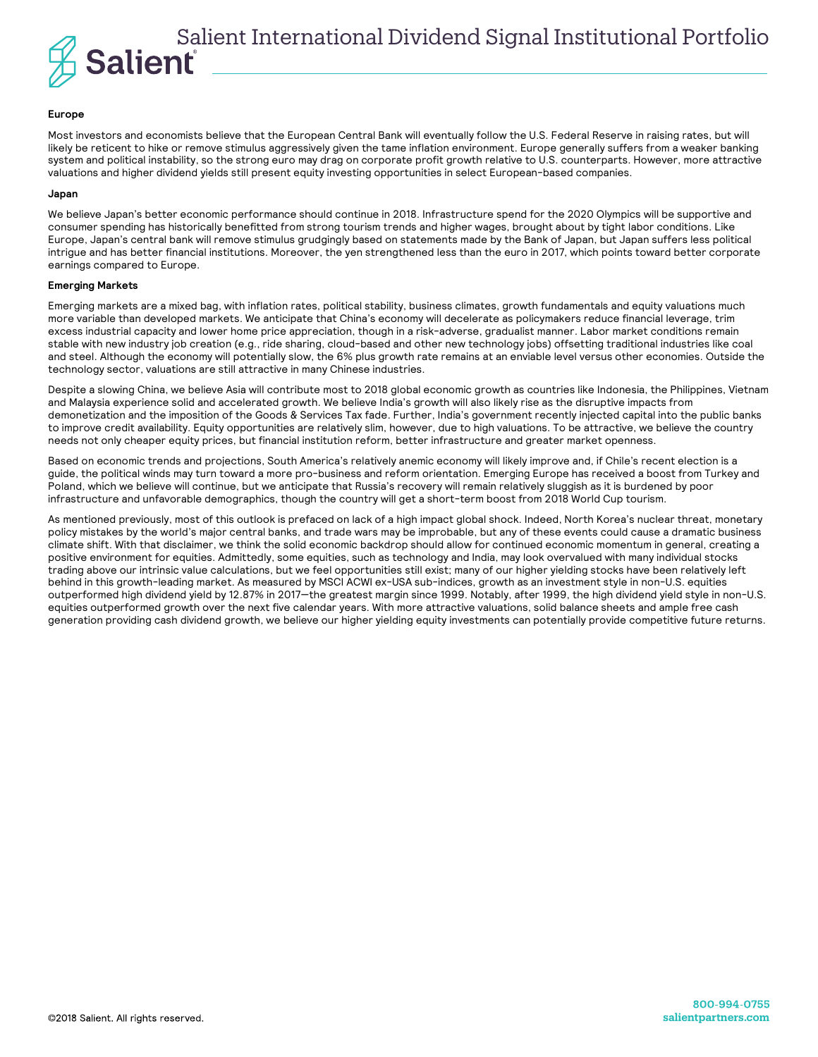**Europe**

Most investors and economists believe that the European Central Bank will eventually follow the U.S. Federal Reserve in raising rates, but will likely be reticent to hike or remove stimulus aggressively given the tame inflation environment. Europe generally suffers from a weaker banking system and political instability, so the strong euro may drag on corporate profit growth relative to U.S. counterparts. However, more attractive valuations and higher dividend yields still present equity investing opportunities in select European-based companies.

**Japan**

We believe Japan's better economic performance should continue in 2018. Infrastructure spend for the 2020 Olympics will be supportive and consumer spending has historically benefitted from strong tourism trends and higher wages, brought about by tight labor conditions. Like Europe, Japan's central bank will remove stimulus grudgingly based on statements made by the Bank of Japan, but Japan suffers less political intrigue and has better financial institutions. Moreover, the yen strengthened less than the euro in 2017, which points toward better corporate earnings compared to Europe.

**Emerging Markets**

Emerging markets are a mixed bag, with inflation rates, political stability, business climates, growth fundamentals and equity valuations much more variable than developed markets. We anticipate that China's economy will decelerate as policymakers reduce financial leverage, trim excess industrial capacity and lower home price appreciation, though in a risk-adverse, gradualist manner. Labor market conditions remain stable with new industry job creation (e.g., ride sharing, cloud-based and other new technology jobs) offsetting traditional industries like coal and steel. Although the economy will potentially slow, the 6% plus growth rate remains at an enviable level versus other economies. Outside the technology sector, valuations are still attractive in many Chinese industries.

Despite a slowing China, we believe Asia will contribute most to 2018 global economic growth as countries like Indonesia, the Philippines, Vietnam and Malaysia experience solid and accelerated growth. We believe India's growth will also likely rise as the disruptive impacts from demonetization and the imposition of the Goods & Services Tax fade. Further, India's government recently injected capital into the public banks to improve credit availability. Equity opportunities are relatively slim, however, due to high valuations. To be attractive, we believe the country needs not only cheaper equity prices, but financial institution reform, better infrastructure and greater market openness.

Based on economic trends and projections, South America's relatively anemic economy will likely improve and, if Chile's recent election is a guide, the political winds may turn toward a more pro-business and reform orientation. Emerging Europe has received a boost from Turkey and Poland, which we believe will continue, but we anticipate that Russia's recovery will remain relatively sluggish as it is burdened by poor infrastructure and unfavorable demographics, though the country will get a short-term boost from 2018 World Cup tourism.

As mentioned previously, most of this outlook is prefaced on lack of a high impact global shock. Indeed, North Korea's nuclear threat, monetary policy mistakes by the world's major central banks, and trade wars may be improbable, but any of these events could cause a dramatic business climate shift. With that disclaimer, we think the solid economic backdrop should allow for continued economic momentum in general, creating a positive environment for equities. Admittedly, some equities, such as technology and India, may look overvalued with many individual stocks trading above our intrinsic value calculations, but we feel opportunities still exist; many of our higher yielding stocks have been relatively left behind in this growth-leading market. As measured by MSCI ACWI ex-USA sub-indices, growth as an investment style in non-U.S. equities outperformed high dividend yield by 12.87% in 2017—the greatest margin since 1999. Notably, after 1999, the high dividend yield style in non-U.S. equities outperformed growth over the next five calendar years. With more attractive valuations, solid balance sheets and ample free cash generation providing cash dividend growth, we believe our higher yielding equity investments can potentially provide competitive future returns.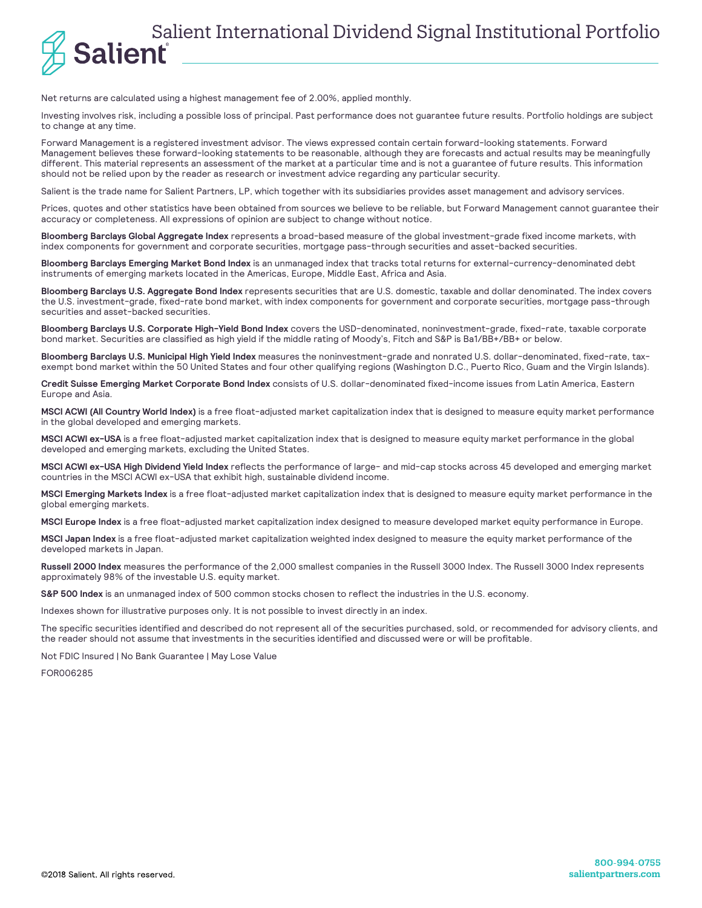Net returns are calculated using a highest management fee of 2.00%, applied monthly.

Investing involves risk, including a possible loss of principal. Past performance does not guarantee future results. Portfolio holdings are subject to change at any time.

Forward Management is a registered investment advisor. The views expressed contain certain forward-looking statements. Forward Management believes these forward-looking statements to be reasonable, although they are forecasts and actual results may be meaningfully different. This material represents an assessment of the market at a particular time and is not a guarantee of future results. This information should not be relied upon by the reader as research or investment advice regarding any particular security.

Salient is the trade name for Salient Partners, LP, which together with its subsidiaries provides asset management and advisory services.

Prices, quotes and other statistics have been obtained from sources we believe to be reliable, but Forward Management cannot guarantee their accuracy or completeness. All expressions of opinion are subject to change without notice.

**Bloomberg Barclays Global Aggregate Index** represents a broad-based measure of the global investment-grade fixed income markets, with index components for government and corporate securities, mortgage pass-through securities and asset-backed securities.

**Bloomberg Barclays Emerging Market Bond Index** is an unmanaged index that tracks total returns for external-currency-denominated debt instruments of emerging markets located in the Americas, Europe, Middle East, Africa and Asia.

**Bloomberg Barclays U.S. Aggregate Bond Index** represents securities that are U.S. domestic, taxable and dollar denominated. The index covers the U.S. investment-grade, fixed-rate bond market, with index components for government and corporate securities, mortgage pass-through securities and asset-backed securities.

**Bloomberg Barclays U.S. Corporate High-Yield Bond Index** covers the USD-denominated, noninvestment-grade, fixed-rate, taxable corporate bond market. Securities are classified as high yield if the middle rating of Moody's, Fitch and S&P is Ba1/BB+/BB+ or below.

**Bloomberg Barclays U.S. Municipal High Yield Index** measures the noninvestment-grade and nonrated U.S. dollar-denominated, fixed-rate, tax-exempt bond market within the 50 United States and four other qualifying regions (Washington D.C., Puerto Rico, Guam and the Virgin Islands).

**Credit Suisse Emerging Market Corporate Bond Index** consists of U.S. dollar-denominated fixed-income issues from Latin America, Eastern Europe and Asia.

**MSCI ACWI (All Country World Index)** is a free float-adjusted market capitalization index that is designed to measure equity market performance in the global developed and emerging markets.

**MSCI ACWI ex-USA** is a free float-adjusted market capitalization index that is designed to measure equity market performance in the global developed and emerging markets, excluding the United States.

**MSCI ACWI ex-USA High Dividend Yield Index** reflects the performance of large- and mid-cap stocks across 45 developed and emerging market countries in the MSCI ACWI ex-USA that exhibit high, sustainable dividend income.

**MSCI Emerging Markets Index** is a free float-adjusted market capitalization index that is designed to measure equity market performance in the global emerging markets.

**MSCI Europe Index** is a free float-adjusted market capitalization index designed to measure developed market equity performance in Europe.

**MSCI Japan Index** is a free float-adjusted market capitalization weighted index designed to measure the equity market performance of the developed markets in Japan.

**Russell 2000 Index** measures the performance of the 2,000 smallest companies in the Russell 3000 Index. The Russell 3000 Index represents approximately 98% of the investable U.S. equity market.

**S&P 500 Index** is an unmanaged index of 500 common stocks chosen to reflect the industries in the U.S. economy.

Indexes shown for illustrative purposes only. It is not possible to invest directly in an index.

The specific securities identified and described do not represent all of the securities purchased, sold, or recommended for advisory clients, and the reader should not assume that investments in the securities identified and discussed were or will be profitable.

Not FDIC Insured | No Bank Guarantee | May Lose Value

FOR006285

©2018 Salient. All rights reserved.

800-994-0755
salientpartners.com